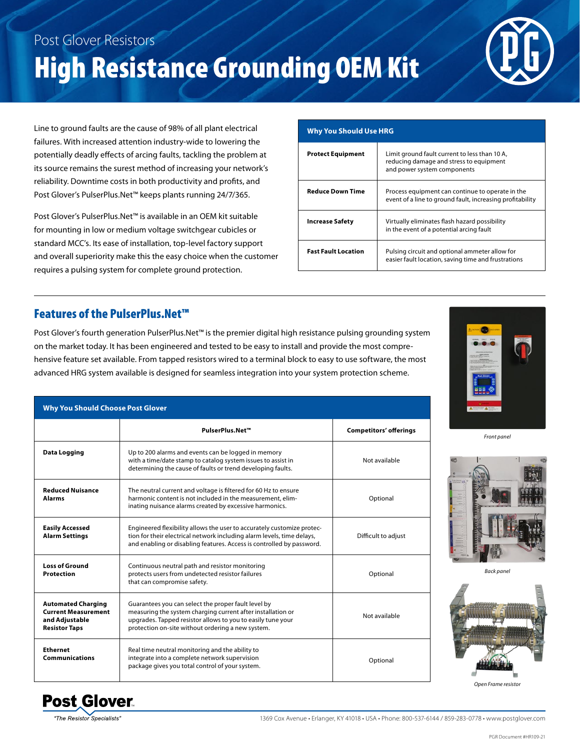Post Glover Resistors

# High Resistance Grounding OEM Kit

Line to ground faults are the cause of 98% of all plant electrical failures. With increased attention industry-wide to lowering the potentially deadly effects of arcing faults, tackling the problem at its source remains the surest method of increasing your network's reliability. Downtime costs in both productivity and profits, and Post Glover's PulserPlus.Net™ keeps plants running 24/7/365.

Post Glover's PulserPlus.Net™ is available in an OEM kit suitable for mounting in low or medium voltage switchgear cubicles or standard MCC's. Its ease of installation, top-level factory support and overall superiority make this the easy choice when the customer requires a pulsing system for complete ground protection.

| Why You Should Use HRG | |
|---|---|
| **Protect Equipment** | Limit ground fault current to less than 10 A, reducing damage and stress to equipment and power system components |
| **Reduce Down Time** | Process equipment can continue to operate in the event of a line to ground fault, increasing profitability |
| **Increase Safety** | Virtually eliminates flash hazard possibility in the event of a potential arcing fault |
| **Fast Fault Location** | Pulsing circuit and optional ammeter allow for easier fault location, saving time and frustrations |

## Features of the PulserPlus.Net™

Post Glover's fourth generation PulserPlus.Net™ is the premier digital high resistance pulsing grounding system on the market today. It has been engineered and tested to be easy to install and provide the most comprehensive feature set available. From tapped resistors wired to a terminal block to easy to use software, the most advanced HRG system available is designed for seamless integration into your system protection scheme.

| Why You Should Choose Post Glover | | |
|---|---|---|
| | **PulserPlus.Net™** | **Competitors' offerings** |
| **Data Logging** | Up to 200 alarms and events can be logged in memory with a time/date stamp to catalog system issues to assist in determining the cause of faults or trend developing faults. | Not available |
| **Reduced Nuisance Alarms** | The neutral current and voltage is filtered for 60 Hz to ensure harmonic content is not included in the measurement, eliminating nuisance alarms created by excessive harmonics. | Optional |
| **Easily Accessed Alarm Settings** | Engineered flexibility allows the user to accurately customize protection for their electrical network including alarm levels, time delays, and enabling or disabling features. Access is controlled by password. | Difficult to adjust |
| **Loss of Ground Protection** | Continuous neutral path and resistor monitoring protects users from undetected resistor failures that can compromise safety. | Optional |
| **Automated Charging Current Measurement and Adjustable Resistor Taps** | Guarantees you can select the proper fault level by measuring the system charging current after installation or upgrades. Tapped resistor allows to you to easily tune your protection on-site without ordering a new system. | Not available |
| **Ethernet Communications** | Real time neutral monitoring and the ability to integrate into a complete network supervision package gives you total control of your system. | Optional |

*Front panel*

*Back panel*

*Open Frame resistor*

Post Glover
"The Resistor Specialists"

1369 Cox Avenue • Erlanger, KY 41018 • USA • Phone: 800-537-6144 / 859-283-0778 • www.postglover.com

PGR Document #HR109-21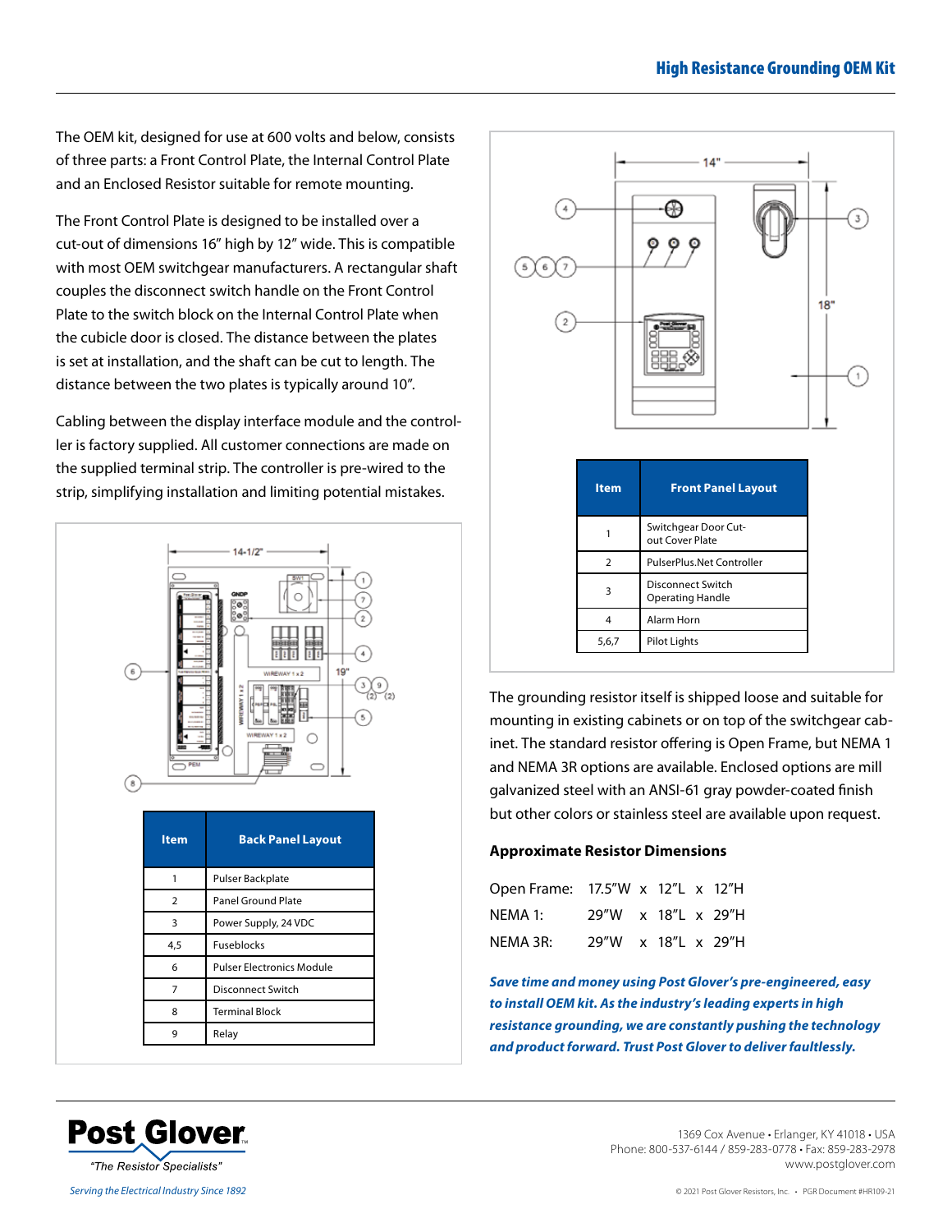The OEM kit, designed for use at 600 volts and below, consists of three parts: a Front Control Plate, the Internal Control Plate and an Enclosed Resistor suitable for remote mounting.

The Front Control Plate is designed to be installed over a cut-out of dimensions 16" high by 12" wide. This is compatible with most OEM switchgear manufacturers. A rectangular shaft couples the disconnect switch handle on the Front Control Plate to the switch block on the Internal Control Plate when the cubicle door is closed. The distance between the plates is set at installation, and the shaft can be cut to length. The distance between the two plates is typically around 10".

Cabling between the display interface module and the controller is factory supplied. All customer connections are made on the supplied terminal strip. The controller is pre-wired to the strip, simplifying installation and limiting potential mistakes.

14-1/2"

19"

| Item | Back Panel Layout |
|---|---|
| 1 | Pulser Backplate |
| 2 | Panel Ground Plate |
| 3 | Power Supply, 24 VDC |
| 4,5 | Fuseblocks |
| 6 | Pulser Electronics Module |
| 7 | Disconnect Switch |
| 8 | Terminal Block |
| 9 | Relay |

14"

18"

| Item | Front Panel Layout |
|---|---|
| 1 | Switchgear Door Cut-out Cover Plate |
| 2 | PulserPlus.Net Controller |
| 3 | Disconnect Switch Operating Handle |
| 4 | Alarm Horn |
| 5,6,7 | Pilot Lights |

The grounding resistor itself is shipped loose and suitable for mounting in existing cabinets or on top of the switchgear cabinet. The standard resistor offering is Open Frame, but NEMA 1 and NEMA 3R options are available. Enclosed options are mill galvanized steel with an ANSI-61 gray powder-coated finish but other colors or stainless steel are available upon request.

### Approximate Resistor Dimensions

| | | | | | |
|---|---|---|---|---|---|
| Open Frame: | 17.5"W | x | 12"L | x | 12"H |
| NEMA 1: | 29"W | x | 18"L | x | 29"H |
| NEMA 3R: | 29"W | x | 18"L | x | 29"H |

***Save time and money using Post Glover's pre-engineered, easy to install OEM kit. As the industry's leading experts in high resistance grounding, we are constantly pushing the technology and product forward. Trust Post Glover to deliver faultlessly.***

**Post Glover**
"The Resistor Specialists"
*Serving the Electrical Industry Since 1892*

1369 Cox Avenue • Erlanger, KY 41018 • USA
Phone: 800-537-6144 / 859-283-0778 • Fax: 859-283-2978
www.postglover.com

© 2021 Post Glover Resistors, Inc. • PGR Document #HR109-21